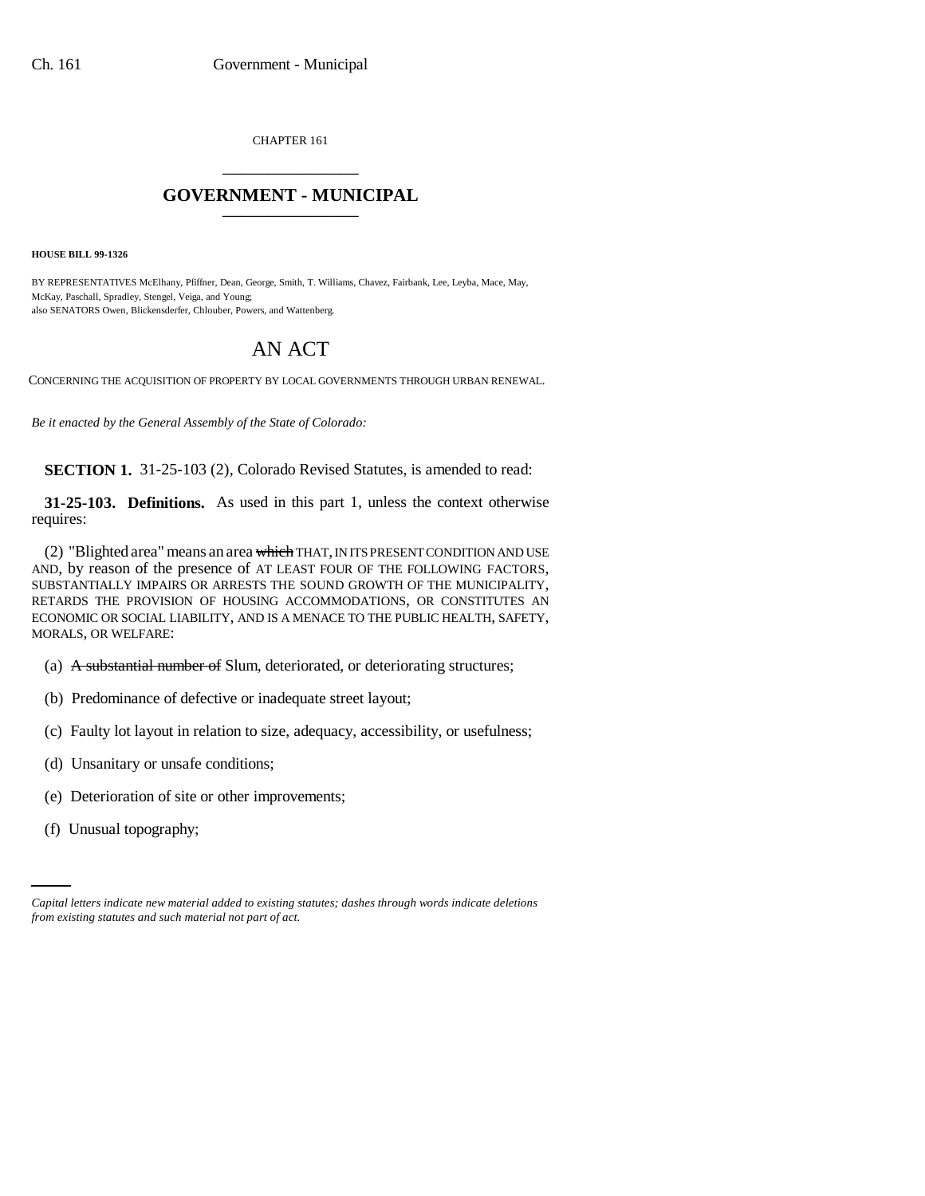CHAPTER 161

# GOVERNMENT - MUNICIPAL

**HOUSE BILL 99-1326**

BY REPRESENTATIVES McElhany, Pfiffner, Dean, George, Smith, T. Williams, Chavez, Fairbank, Lee, Leyba, Mace, May, McKay, Paschall, Spradley, Stengel, Veiga, and Young;
also SENATORS Owen, Blickensderfer, Chlouber, Powers, and Wattenberg.

# AN ACT

CONCERNING THE ACQUISITION OF PROPERTY BY LOCAL GOVERNMENTS THROUGH URBAN RENEWAL.

*Be it enacted by the General Assembly of the State of Colorado:*

**SECTION 1.** 31-25-103 (2), Colorado Revised Statutes, is amended to read:

**31-25-103. Definitions.** As used in this part 1, unless the context otherwise requires:

(2) "Blighted area" means an area ~~which~~ THAT, IN ITS PRESENT CONDITION AND USE AND, by reason of the presence of AT LEAST FOUR OF THE FOLLOWING FACTORS, SUBSTANTIALLY IMPAIRS OR ARRESTS THE SOUND GROWTH OF THE MUNICIPALITY, RETARDS THE PROVISION OF HOUSING ACCOMMODATIONS, OR CONSTITUTES AN ECONOMIC OR SOCIAL LIABILITY, AND IS A MENACE TO THE PUBLIC HEALTH, SAFETY, MORALS, OR WELFARE:

(a) ~~A substantial number of~~ Slum, deteriorated, or deteriorating structures;

(b) Predominance of defective or inadequate street layout;

(c) Faulty lot layout in relation to size, adequacy, accessibility, or usefulness;

(d) Unsanitary or unsafe conditions;

(e) Deterioration of site or other improvements;

(f) Unusual topography;

*Capital letters indicate new material added to existing statutes; dashes through words indicate deletions from existing statutes and such material not part of act.*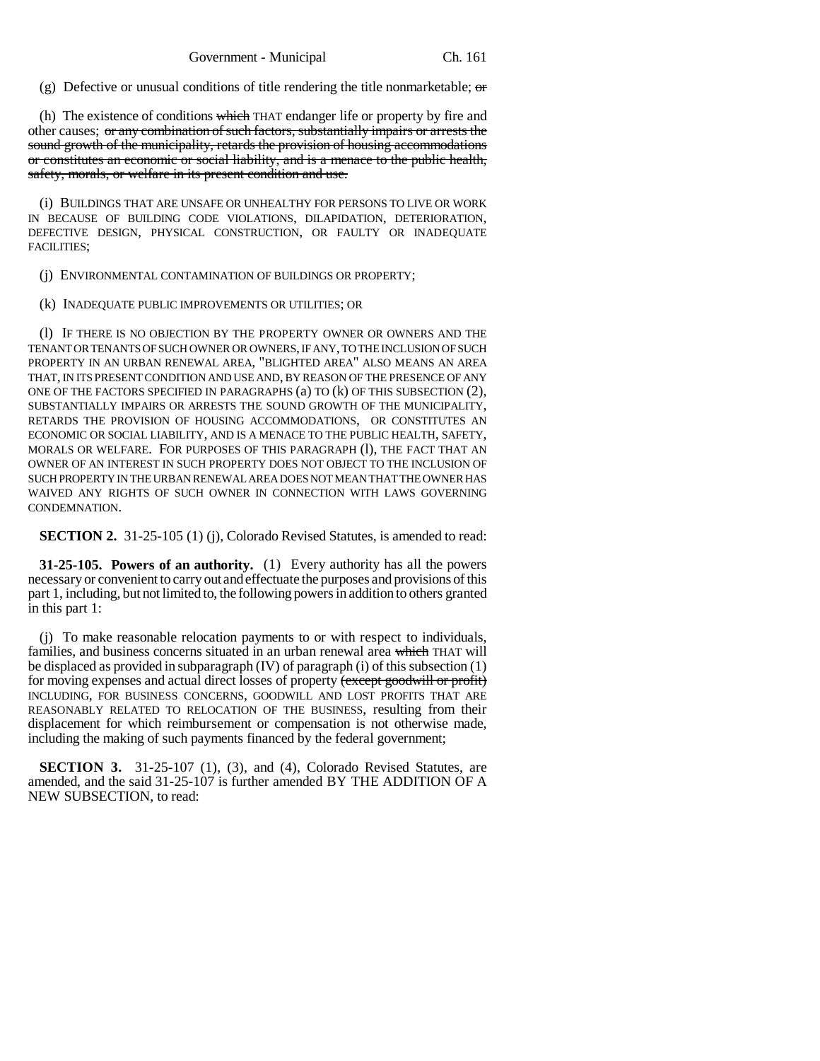(g) Defective or unusual conditions of title rendering the title nonmarketable; ~~or~~

(h) The existence of conditions ~~which~~ THAT endanger life or property by fire and other causes; ~~or any combination of such factors, substantially impairs or arrests the sound growth of the municipality, retards the provision of housing accommodations or constitutes an economic or social liability, and is a menace to the public health, safety, morals, or welfare in its present condition and use.~~

(i) BUILDINGS THAT ARE UNSAFE OR UNHEALTHY FOR PERSONS TO LIVE OR WORK IN BECAUSE OF BUILDING CODE VIOLATIONS, DILAPIDATION, DETERIORATION, DEFECTIVE DESIGN, PHYSICAL CONSTRUCTION, OR FAULTY OR INADEQUATE FACILITIES;

(j) ENVIRONMENTAL CONTAMINATION OF BUILDINGS OR PROPERTY;

(k) INADEQUATE PUBLIC IMPROVEMENTS OR UTILITIES; OR

(l) IF THERE IS NO OBJECTION BY THE PROPERTY OWNER OR OWNERS AND THE TENANT OR TENANTS OF SUCH OWNER OR OWNERS, IF ANY, TO THE INCLUSION OF SUCH PROPERTY IN AN URBAN RENEWAL AREA, "BLIGHTED AREA" ALSO MEANS AN AREA THAT, IN ITS PRESENT CONDITION AND USE AND, BY REASON OF THE PRESENCE OF ANY ONE OF THE FACTORS SPECIFIED IN PARAGRAPHS (a) TO (k) OF THIS SUBSECTION (2), SUBSTANTIALLY IMPAIRS OR ARRESTS THE SOUND GROWTH OF THE MUNICIPALITY, RETARDS THE PROVISION OF HOUSING ACCOMMODATIONS, OR CONSTITUTES AN ECONOMIC OR SOCIAL LIABILITY, AND IS A MENACE TO THE PUBLIC HEALTH, SAFETY, MORALS OR WELFARE. FOR PURPOSES OF THIS PARAGRAPH (l), THE FACT THAT AN OWNER OF AN INTEREST IN SUCH PROPERTY DOES NOT OBJECT TO THE INCLUSION OF SUCH PROPERTY IN THE URBAN RENEWAL AREA DOES NOT MEAN THAT THE OWNER HAS WAIVED ANY RIGHTS OF SUCH OWNER IN CONNECTION WITH LAWS GOVERNING CONDEMNATION.

**SECTION 2.** 31-25-105 (1) (j), Colorado Revised Statutes, is amended to read:

**31-25-105. Powers of an authority.** (1) Every authority has all the powers necessary or convenient to carry out and effectuate the purposes and provisions of this part 1, including, but not limited to, the following powers in addition to others granted in this part 1:

(j) To make reasonable relocation payments to or with respect to individuals, families, and business concerns situated in an urban renewal area ~~which~~ THAT will be displaced as provided in subparagraph (IV) of paragraph (i) of this subsection (1) for moving expenses and actual direct losses of property ~~(except goodwill or profit)~~ INCLUDING, FOR BUSINESS CONCERNS, GOODWILL AND LOST PROFITS THAT ARE REASONABLY RELATED TO RELOCATION OF THE BUSINESS, resulting from their displacement for which reimbursement or compensation is not otherwise made, including the making of such payments financed by the federal government;

**SECTION 3.** 31-25-107 (1), (3), and (4), Colorado Revised Statutes, are amended, and the said 31-25-107 is further amended BY THE ADDITION OF A NEW SUBSECTION, to read: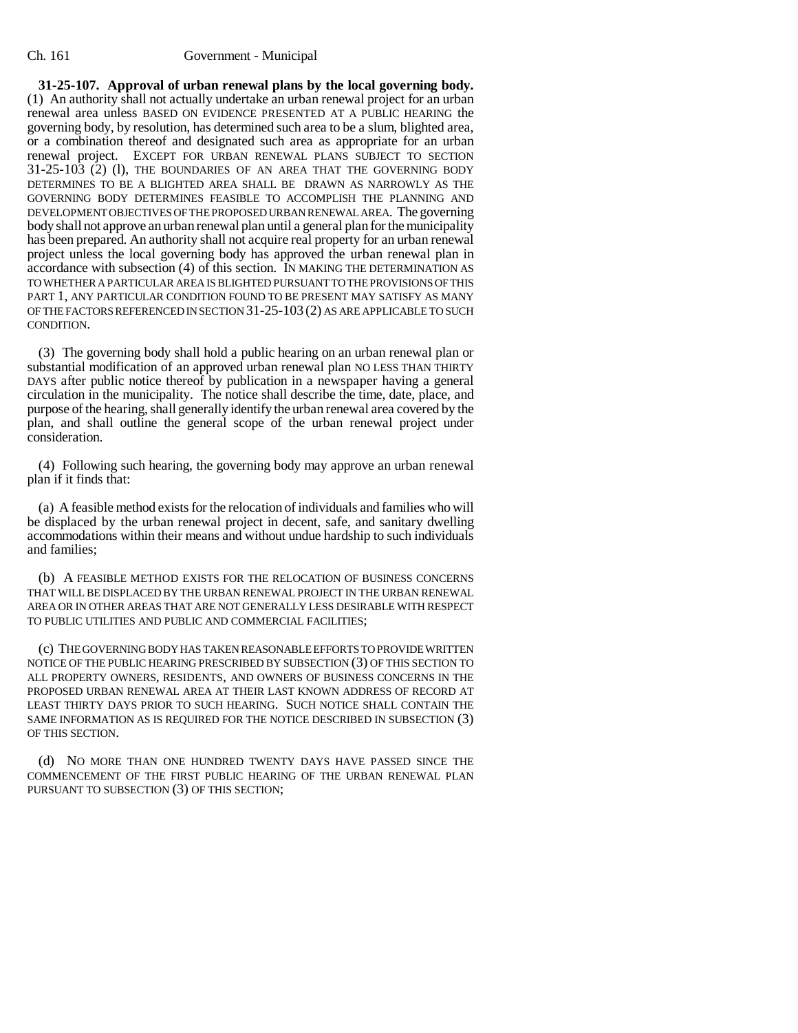**31-25-107. Approval of urban renewal plans by the local governing body.** (1) An authority shall not actually undertake an urban renewal project for an urban renewal area unless BASED ON EVIDENCE PRESENTED AT A PUBLIC HEARING the governing body, by resolution, has determined such area to be a slum, blighted area, or a combination thereof and designated such area as appropriate for an urban renewal project. EXCEPT FOR URBAN RENEWAL PLANS SUBJECT TO SECTION 31-25-103 (2) (l), THE BOUNDARIES OF AN AREA THAT THE GOVERNING BODY DETERMINES TO BE A BLIGHTED AREA SHALL BE DRAWN AS NARROWLY AS THE GOVERNING BODY DETERMINES FEASIBLE TO ACCOMPLISH THE PLANNING AND DEVELOPMENT OBJECTIVES OF THE PROPOSED URBAN RENEWAL AREA. The governing body shall not approve an urban renewal plan until a general plan for the municipality has been prepared. An authority shall not acquire real property for an urban renewal project unless the local governing body has approved the urban renewal plan in accordance with subsection (4) of this section. IN MAKING THE DETERMINATION AS TO WHETHER A PARTICULAR AREA IS BLIGHTED PURSUANT TO THE PROVISIONS OF THIS PART 1, ANY PARTICULAR CONDITION FOUND TO BE PRESENT MAY SATISFY AS MANY OF THE FACTORS REFERENCED IN SECTION 31-25-103 (2) AS ARE APPLICABLE TO SUCH CONDITION.

(3) The governing body shall hold a public hearing on an urban renewal plan or substantial modification of an approved urban renewal plan NO LESS THAN THIRTY DAYS after public notice thereof by publication in a newspaper having a general circulation in the municipality. The notice shall describe the time, date, place, and purpose of the hearing, shall generally identify the urban renewal area covered by the plan, and shall outline the general scope of the urban renewal project under consideration.

(4) Following such hearing, the governing body may approve an urban renewal plan if it finds that:

(a) A feasible method exists for the relocation of individuals and families who will be displaced by the urban renewal project in decent, safe, and sanitary dwelling accommodations within their means and without undue hardship to such individuals and families;

(b) A FEASIBLE METHOD EXISTS FOR THE RELOCATION OF BUSINESS CONCERNS THAT WILL BE DISPLACED BY THE URBAN RENEWAL PROJECT IN THE URBAN RENEWAL AREA OR IN OTHER AREAS THAT ARE NOT GENERALLY LESS DESIRABLE WITH RESPECT TO PUBLIC UTILITIES AND PUBLIC AND COMMERCIAL FACILITIES;

(c) THE GOVERNING BODY HAS TAKEN REASONABLE EFFORTS TO PROVIDE WRITTEN NOTICE OF THE PUBLIC HEARING PRESCRIBED BY SUBSECTION (3) OF THIS SECTION TO ALL PROPERTY OWNERS, RESIDENTS, AND OWNERS OF BUSINESS CONCERNS IN THE PROPOSED URBAN RENEWAL AREA AT THEIR LAST KNOWN ADDRESS OF RECORD AT LEAST THIRTY DAYS PRIOR TO SUCH HEARING. SUCH NOTICE SHALL CONTAIN THE SAME INFORMATION AS IS REQUIRED FOR THE NOTICE DESCRIBED IN SUBSECTION (3) OF THIS SECTION.

(d) NO MORE THAN ONE HUNDRED TWENTY DAYS HAVE PASSED SINCE THE COMMENCEMENT OF THE FIRST PUBLIC HEARING OF THE URBAN RENEWAL PLAN PURSUANT TO SUBSECTION (3) OF THIS SECTION;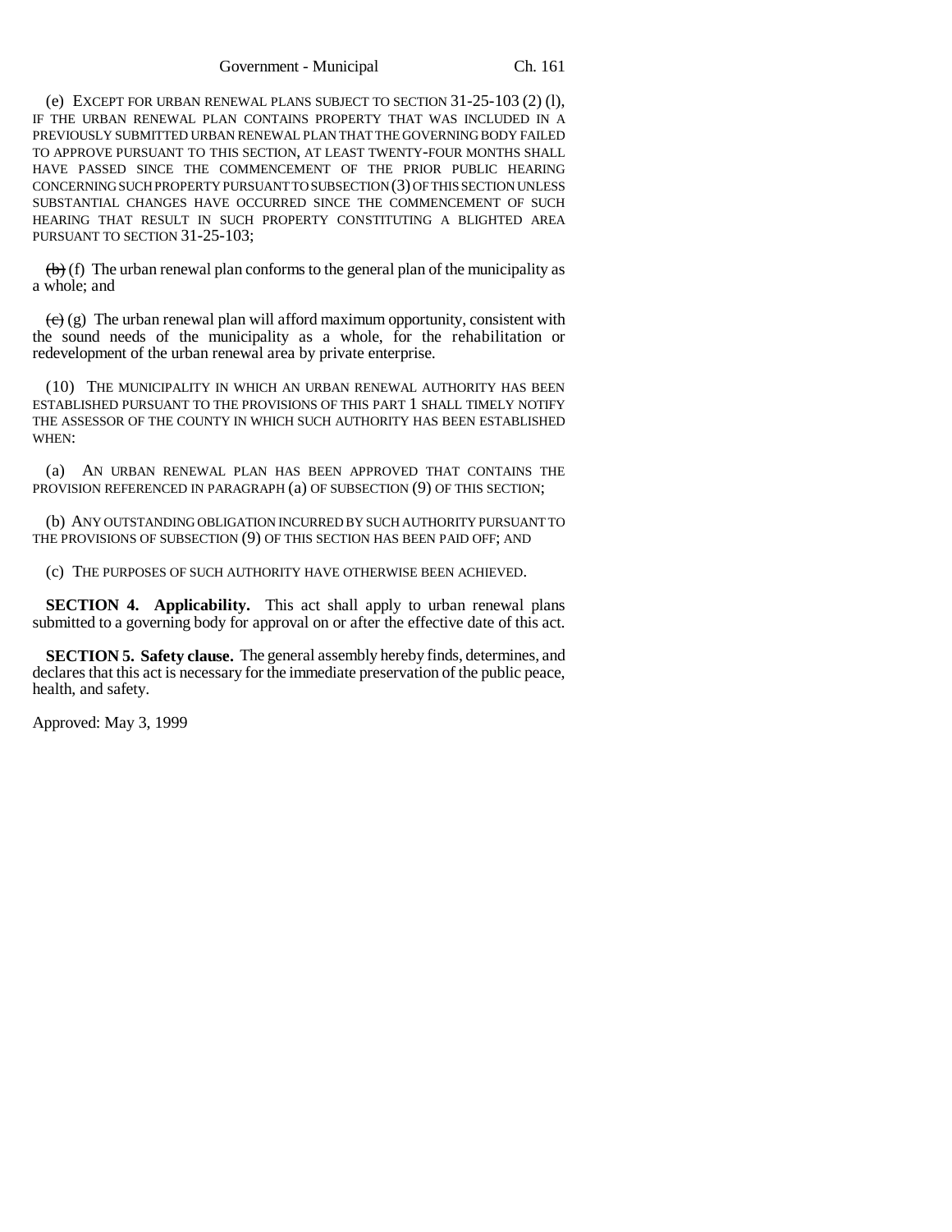(e) EXCEPT FOR URBAN RENEWAL PLANS SUBJECT TO SECTION 31-25-103 (2) (l), IF THE URBAN RENEWAL PLAN CONTAINS PROPERTY THAT WAS INCLUDED IN A PREVIOUSLY SUBMITTED URBAN RENEWAL PLAN THAT THE GOVERNING BODY FAILED TO APPROVE PURSUANT TO THIS SECTION, AT LEAST TWENTY-FOUR MONTHS SHALL HAVE PASSED SINCE THE COMMENCEMENT OF THE PRIOR PUBLIC HEARING CONCERNING SUCH PROPERTY PURSUANT TO SUBSECTION (3) OF THIS SECTION UNLESS SUBSTANTIAL CHANGES HAVE OCCURRED SINCE THE COMMENCEMENT OF SUCH HEARING THAT RESULT IN SUCH PROPERTY CONSTITUTING A BLIGHTED AREA PURSUANT TO SECTION 31-25-103;

~~(b)~~ (f) The urban renewal plan conforms to the general plan of the municipality as a whole; and

~~(c)~~ (g) The urban renewal plan will afford maximum opportunity, consistent with the sound needs of the municipality as a whole, for the rehabilitation or redevelopment of the urban renewal area by private enterprise.

(10) THE MUNICIPALITY IN WHICH AN URBAN RENEWAL AUTHORITY HAS BEEN ESTABLISHED PURSUANT TO THE PROVISIONS OF THIS PART 1 SHALL TIMELY NOTIFY THE ASSESSOR OF THE COUNTY IN WHICH SUCH AUTHORITY HAS BEEN ESTABLISHED WHEN:

(a) AN URBAN RENEWAL PLAN HAS BEEN APPROVED THAT CONTAINS THE PROVISION REFERENCED IN PARAGRAPH (a) OF SUBSECTION (9) OF THIS SECTION;

(b) ANY OUTSTANDING OBLIGATION INCURRED BY SUCH AUTHORITY PURSUANT TO THE PROVISIONS OF SUBSECTION (9) OF THIS SECTION HAS BEEN PAID OFF; AND

(c) THE PURPOSES OF SUCH AUTHORITY HAVE OTHERWISE BEEN ACHIEVED.

**SECTION 4. Applicability.** This act shall apply to urban renewal plans submitted to a governing body for approval on or after the effective date of this act.

**SECTION 5. Safety clause.** The general assembly hereby finds, determines, and declares that this act is necessary for the immediate preservation of the public peace, health, and safety.

Approved: May 3, 1999